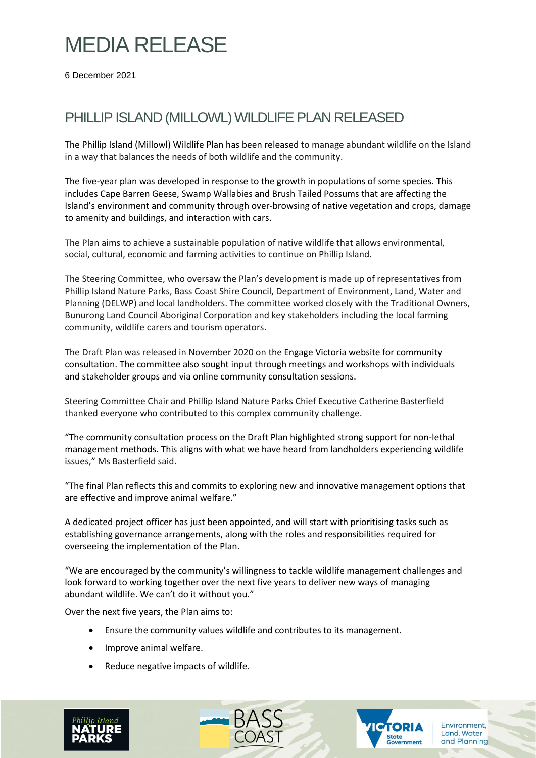# MEDIA RELEASE

6 December 2021

## PHILLIP ISLAND (MILLOWL) WILDLIFE PLAN RELEASED

The Phillip Island (Millowl) Wildlife Plan has been released to manage abundant wildlife on the Island in a way that balances the needs of both wildlife and the community.

The five-year plan was developed in response to the growth in populations of some species. This includes Cape Barren Geese, Swamp Wallabies and Brush Tailed Possums that are affecting the Island's environment and community through over-browsing of native vegetation and crops, damage to amenity and buildings, and interaction with cars.

The Plan aims to achieve a sustainable population of native wildlife that allows environmental, social, cultural, economic and farming activities to continue on Phillip Island.

The Steering Committee, who oversaw the Plan's development is made up of representatives from Phillip Island Nature Parks, Bass Coast Shire Council, Department of Environment, Land, Water and Planning (DELWP) and local landholders. The committee worked closely with the Traditional Owners, Bunurong Land Council Aboriginal Corporation and key stakeholders including the local farming community, wildlife carers and tourism operators.

The Draft Plan was released in November 2020 on the Engage Victoria website for community consultation. The committee also sought input through meetings and workshops with individuals and stakeholder groups and via online community consultation sessions.

Steering Committee Chair and Phillip Island Nature Parks Chief Executive Catherine Basterfield thanked everyone who contributed to this complex community challenge.

"The community consultation process on the Draft Plan highlighted strong support for non-lethal management methods. This aligns with what we have heard from landholders experiencing wildlife issues," Ms Basterfield said.

"The final Plan reflects this and commits to exploring new and innovative management options that are effective and improve animal welfare."

A dedicated project officer has just been appointed, and will start with prioritising tasks such as establishing governance arrangements, along with the roles and responsibilities required for overseeing the implementation of the Plan.

"We are encouraged by the community's willingness to tackle wildlife management challenges and look forward to working together over the next five years to deliver new ways of managing abundant wildlife. We can't do it without you."

Over the next five years, the Plan aims to:

- Ensure the community values wildlife and contributes to its management.
- Improve animal welfare.
- Reduce negative impacts of wildlife.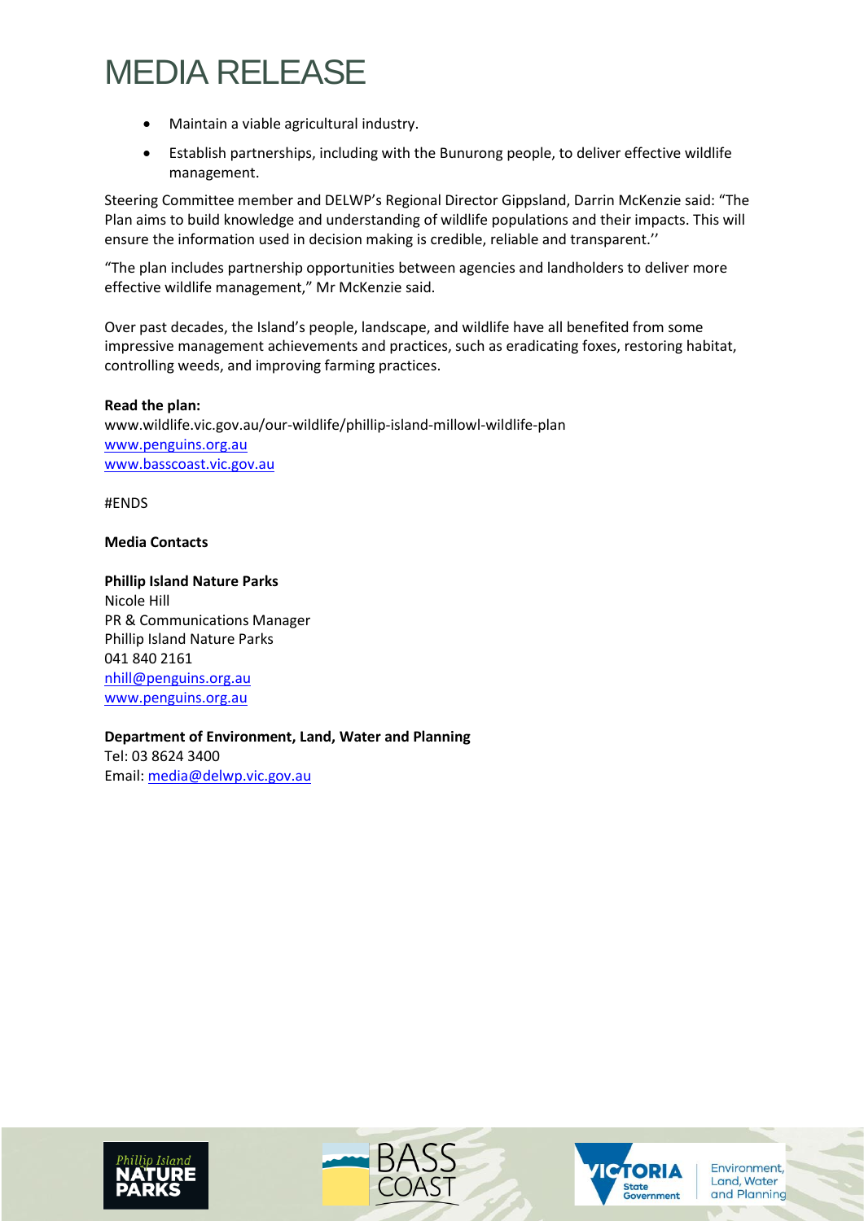# MEDIA RELEASE

- Maintain a viable agricultural industry.
- Establish partnerships, including with the Bunurong people, to deliver effective wildlife management.

Steering Committee member and DELWP's Regional Director Gippsland, Darrin McKenzie said: "The Plan aims to build knowledge and understanding of wildlife populations and their impacts. This will ensure the information used in decision making is credible, reliable and transparent.''

"The plan includes partnership opportunities between agencies and landholders to deliver more effective wildlife management," Mr McKenzie said.

Over past decades, the Island's people, landscape, and wildlife have all benefited from some impressive management achievements and practices, such as eradicating foxes, restoring habitat, controlling weeds, and improving farming practices.

**Read the plan:**
www.wildlife.vic.gov.au/our-wildlife/phillip-island-millowl-wildlife-plan
www.penguins.org.au
www.basscoast.vic.gov.au

#ENDS

**Media Contacts**

**Phillip Island Nature Parks**
Nicole Hill
PR & Communications Manager
Phillip Island Nature Parks
041 840 2161
nhill@penguins.org.au
www.penguins.org.au

**Department of Environment, Land, Water and Planning**
Tel: 03 8624 3400
Email: media@delwp.vic.gov.au